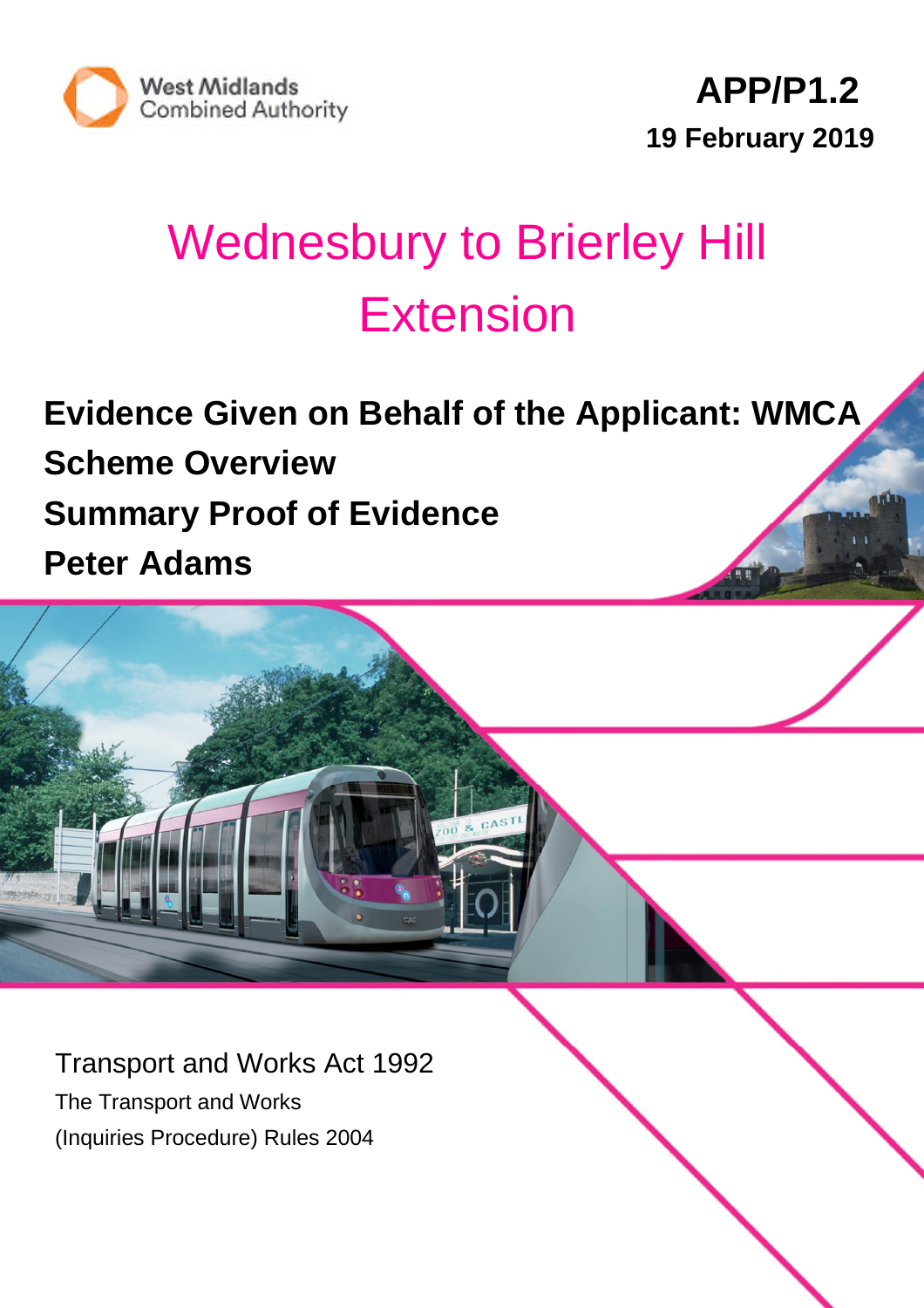West Midlands Combined Authority

**APP/P1.2**

**19 February 2019**

# Wednesbury to Brierley Hill Extension

## Evidence Given on Behalf of the Applicant: WMCA

## Scheme Overview

## Summary Proof of Evidence

## Peter Adams

Transport and Works Act 1992

The Transport and Works

(Inquiries Procedure) Rules 2004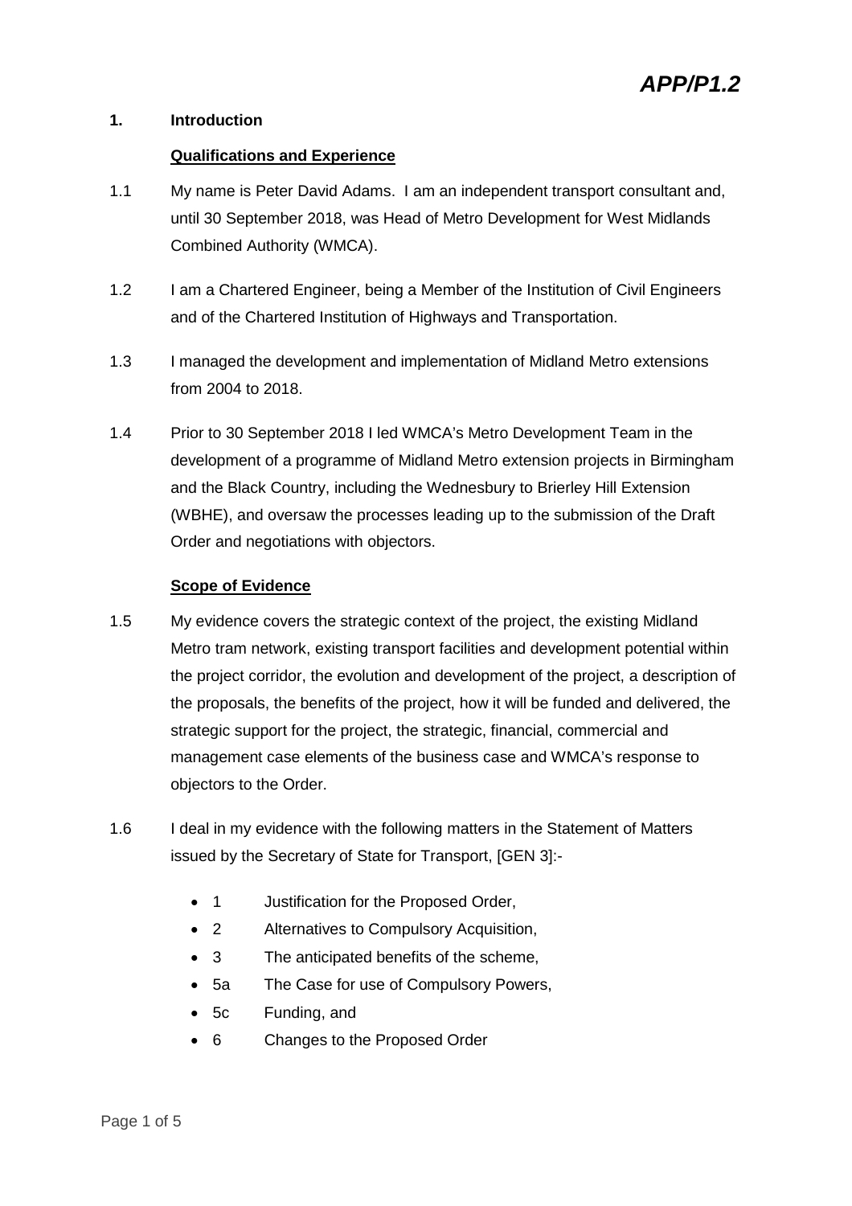*APP/P1.2*

## 1. Introduction

### Qualifications and Experience

1.1 My name is Peter David Adams. I am an independent transport consultant and, until 30 September 2018, was Head of Metro Development for West Midlands Combined Authority (WMCA).

1.2 I am a Chartered Engineer, being a Member of the Institution of Civil Engineers and of the Chartered Institution of Highways and Transportation.

1.3 I managed the development and implementation of Midland Metro extensions from 2004 to 2018.

1.4 Prior to 30 September 2018 I led WMCA's Metro Development Team in the development of a programme of Midland Metro extension projects in Birmingham and the Black Country, including the Wednesbury to Brierley Hill Extension (WBHE), and oversaw the processes leading up to the submission of the Draft Order and negotiations with objectors.

### Scope of Evidence

1.5 My evidence covers the strategic context of the project, the existing Midland Metro tram network, existing transport facilities and development potential within the project corridor, the evolution and development of the project, a description of the proposals, the benefits of the project, how it will be funded and delivered, the strategic support for the project, the strategic, financial, commercial and management case elements of the business case and WMCA's response to objectors to the Order.

1.6 I deal in my evidence with the following matters in the Statement of Matters issued by the Secretary of State for Transport, [GEN 3]:-

- 1 Justification for the Proposed Order,
- 2 Alternatives to Compulsory Acquisition,
- 3 The anticipated benefits of the scheme,
- 5a The Case for use of Compulsory Powers,
- 5c Funding, and
- 6 Changes to the Proposed Order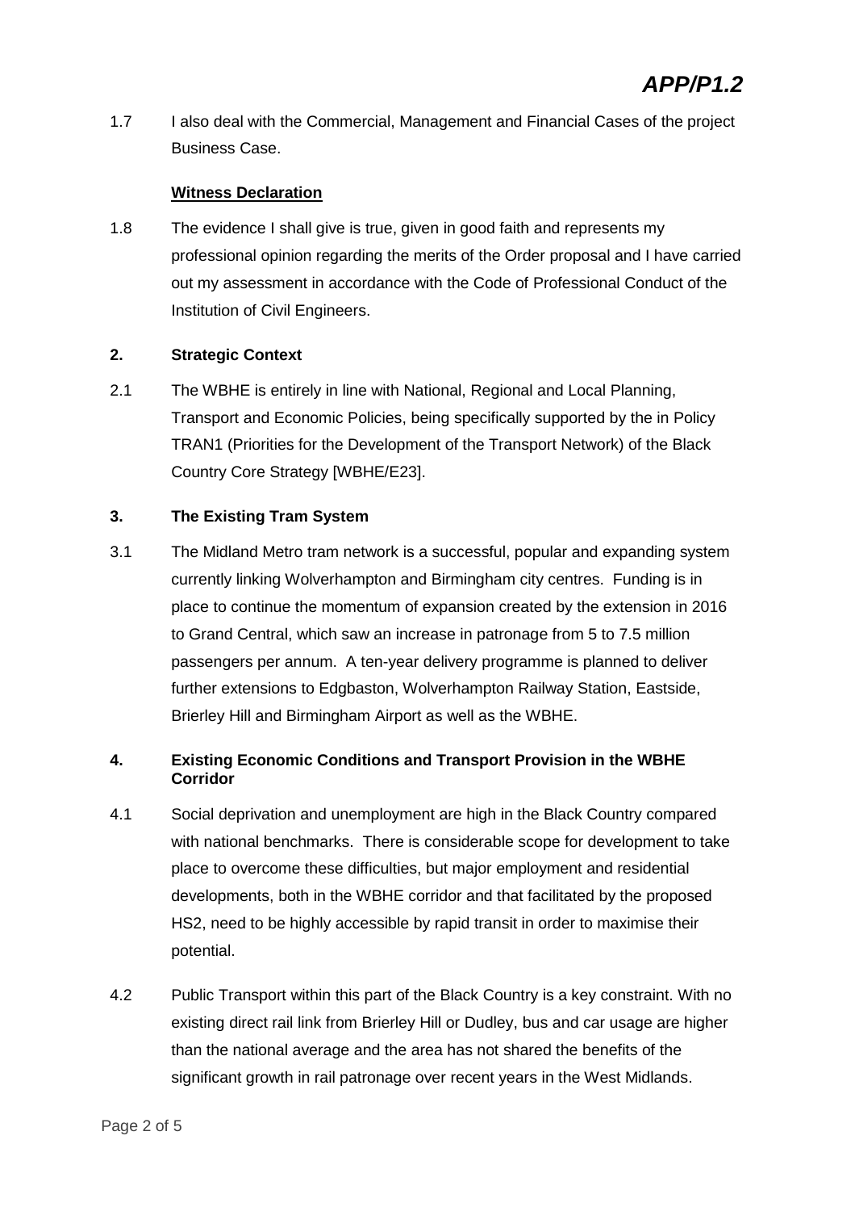1.7 I also deal with the Commercial, Management and Financial Cases of the project Business Case.

**Witness Declaration**

1.8 The evidence I shall give is true, given in good faith and represents my professional opinion regarding the merits of the Order proposal and I have carried out my assessment in accordance with the Code of Professional Conduct of the Institution of Civil Engineers.

## 2. Strategic Context

2.1 The WBHE is entirely in line with National, Regional and Local Planning, Transport and Economic Policies, being specifically supported by the in Policy TRAN1 (Priorities for the Development of the Transport Network) of the Black Country Core Strategy [WBHE/E23].

## 3. The Existing Tram System

3.1 The Midland Metro tram network is a successful, popular and expanding system currently linking Wolverhampton and Birmingham city centres. Funding is in place to continue the momentum of expansion created by the extension in 2016 to Grand Central, which saw an increase in patronage from 5 to 7.5 million passengers per annum. A ten-year delivery programme is planned to deliver further extensions to Edgbaston, Wolverhampton Railway Station, Eastside, Brierley Hill and Birmingham Airport as well as the WBHE.

## 4. Existing Economic Conditions and Transport Provision in the WBHE Corridor

4.1 Social deprivation and unemployment are high in the Black Country compared with national benchmarks. There is considerable scope for development to take place to overcome these difficulties, but major employment and residential developments, both in the WBHE corridor and that facilitated by the proposed HS2, need to be highly accessible by rapid transit in order to maximise their potential.

4.2 Public Transport within this part of the Black Country is a key constraint. With no existing direct rail link from Brierley Hill or Dudley, bus and car usage are higher than the national average and the area has not shared the benefits of the significant growth in rail patronage over recent years in the West Midlands.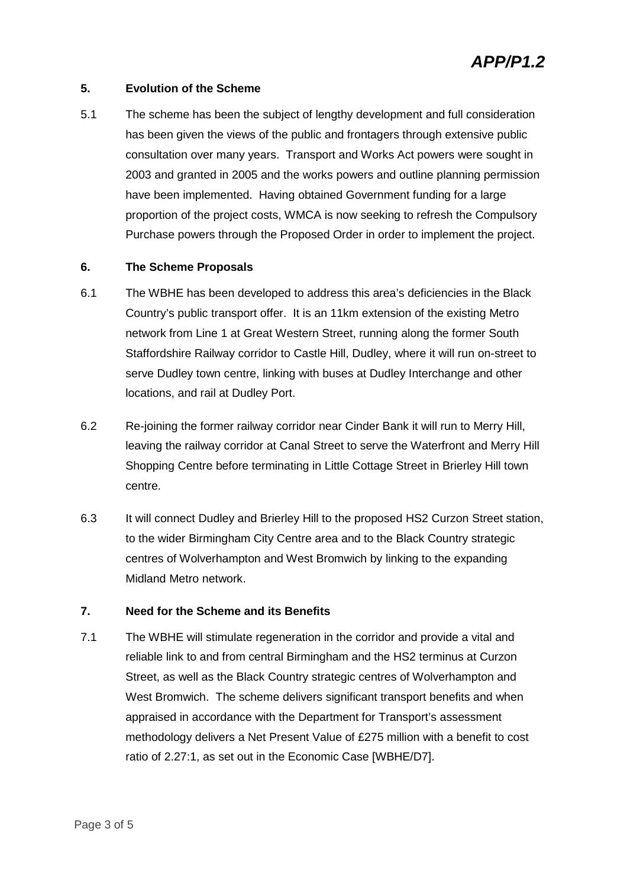## 5. Evolution of the Scheme

5.1 The scheme has been the subject of lengthy development and full consideration has been given the views of the public and frontagers through extensive public consultation over many years. Transport and Works Act powers were sought in 2003 and granted in 2005 and the works powers and outline planning permission have been implemented. Having obtained Government funding for a large proportion of the project costs, WMCA is now seeking to refresh the Compulsory Purchase powers through the Proposed Order in order to implement the project.

## 6. The Scheme Proposals

6.1 The WBHE has been developed to address this area's deficiencies in the Black Country's public transport offer. It is an 11km extension of the existing Metro network from Line 1 at Great Western Street, running along the former South Staffordshire Railway corridor to Castle Hill, Dudley, where it will run on-street to serve Dudley town centre, linking with buses at Dudley Interchange and other locations, and rail at Dudley Port.

6.2 Re-joining the former railway corridor near Cinder Bank it will run to Merry Hill, leaving the railway corridor at Canal Street to serve the Waterfront and Merry Hill Shopping Centre before terminating in Little Cottage Street in Brierley Hill town centre.

6.3 It will connect Dudley and Brierley Hill to the proposed HS2 Curzon Street station, to the wider Birmingham City Centre area and to the Black Country strategic centres of Wolverhampton and West Bromwich by linking to the expanding Midland Metro network.

## 7. Need for the Scheme and its Benefits

7.1 The WBHE will stimulate regeneration in the corridor and provide a vital and reliable link to and from central Birmingham and the HS2 terminus at Curzon Street, as well as the Black Country strategic centres of Wolverhampton and West Bromwich. The scheme delivers significant transport benefits and when appraised in accordance with the Department for Transport's assessment methodology delivers a Net Present Value of £275 million with a benefit to cost ratio of 2.27:1, as set out in the Economic Case [WBHE/D7].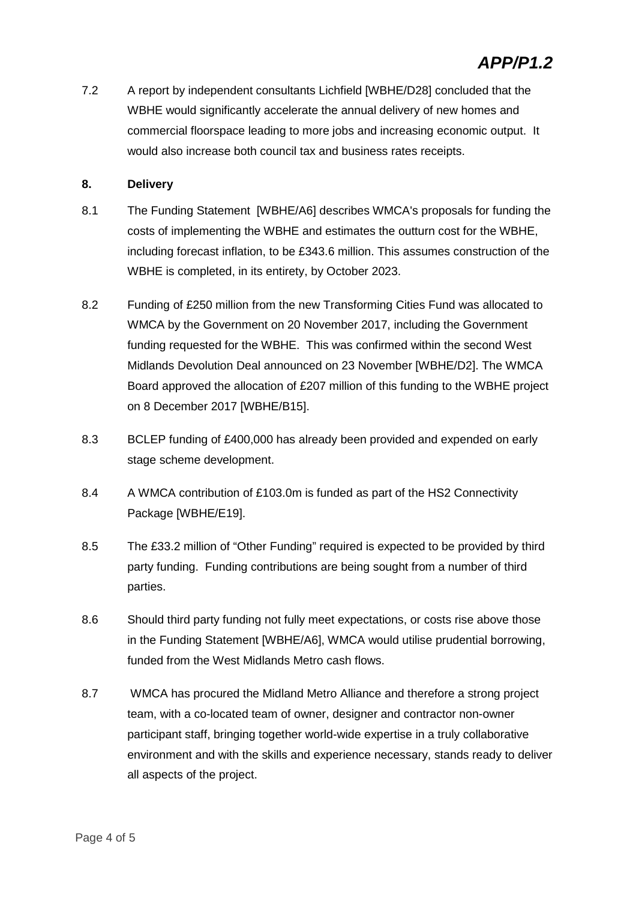7.2 A report by independent consultants Lichfield [WBHE/D28] concluded that the WBHE would significantly accelerate the annual delivery of new homes and commercial floorspace leading to more jobs and increasing economic output. It would also increase both council tax and business rates receipts.

## 8. Delivery

8.1 The Funding Statement [WBHE/A6] describes WMCA's proposals for funding the costs of implementing the WBHE and estimates the outturn cost for the WBHE, including forecast inflation, to be £343.6 million. This assumes construction of the WBHE is completed, in its entirety, by October 2023.

8.2 Funding of £250 million from the new Transforming Cities Fund was allocated to WMCA by the Government on 20 November 2017, including the Government funding requested for the WBHE. This was confirmed within the second West Midlands Devolution Deal announced on 23 November [WBHE/D2]. The WMCA Board approved the allocation of £207 million of this funding to the WBHE project on 8 December 2017 [WBHE/B15].

8.3 BCLEP funding of £400,000 has already been provided and expended on early stage scheme development.

8.4 A WMCA contribution of £103.0m is funded as part of the HS2 Connectivity Package [WBHE/E19].

8.5 The £33.2 million of "Other Funding" required is expected to be provided by third party funding. Funding contributions are being sought from a number of third parties.

8.6 Should third party funding not fully meet expectations, or costs rise above those in the Funding Statement [WBHE/A6], WMCA would utilise prudential borrowing, funded from the West Midlands Metro cash flows.

8.7 WMCA has procured the Midland Metro Alliance and therefore a strong project team, with a co-located team of owner, designer and contractor non-owner participant staff, bringing together world-wide expertise in a truly collaborative environment and with the skills and experience necessary, stands ready to deliver all aspects of the project.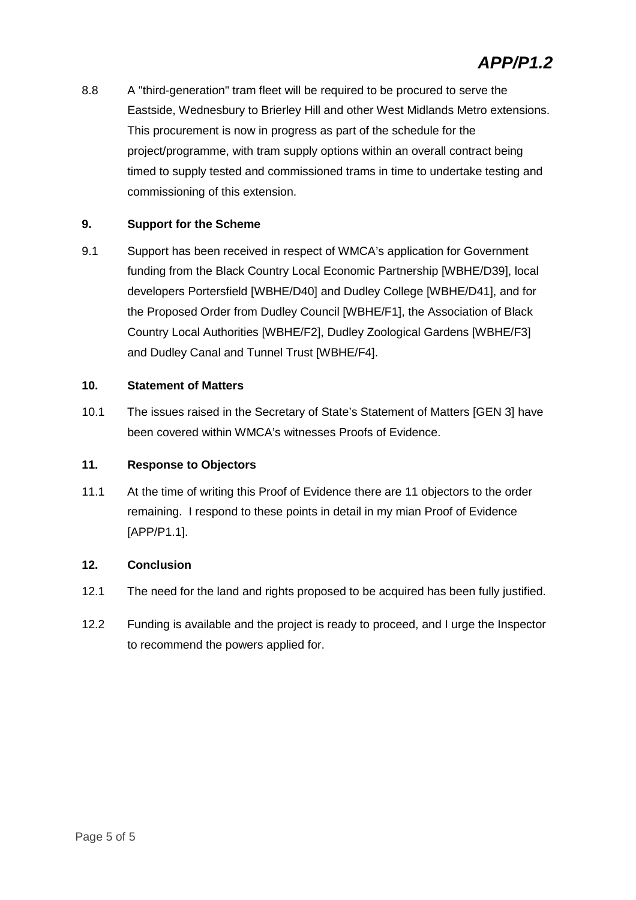8.8 A "third-generation" tram fleet will be required to be procured to serve the Eastside, Wednesbury to Brierley Hill and other West Midlands Metro extensions. This procurement is now in progress as part of the schedule for the project/programme, with tram supply options within an overall contract being timed to supply tested and commissioned trams in time to undertake testing and commissioning of this extension.

## 9. Support for the Scheme

9.1 Support has been received in respect of WMCA's application for Government funding from the Black Country Local Economic Partnership [WBHE/D39], local developers Portersfield [WBHE/D40] and Dudley College [WBHE/D41], and for the Proposed Order from Dudley Council [WBHE/F1], the Association of Black Country Local Authorities [WBHE/F2], Dudley Zoological Gardens [WBHE/F3] and Dudley Canal and Tunnel Trust [WBHE/F4].

## 10. Statement of Matters

10.1 The issues raised in the Secretary of State's Statement of Matters [GEN 3] have been covered within WMCA's witnesses Proofs of Evidence.

## 11. Response to Objectors

11.1 At the time of writing this Proof of Evidence there are 11 objectors to the order remaining. I respond to these points in detail in my mian Proof of Evidence [APP/P1.1].

## 12. Conclusion

12.1 The need for the land and rights proposed to be acquired has been fully justified.

12.2 Funding is available and the project is ready to proceed, and I urge the Inspector to recommend the powers applied for.